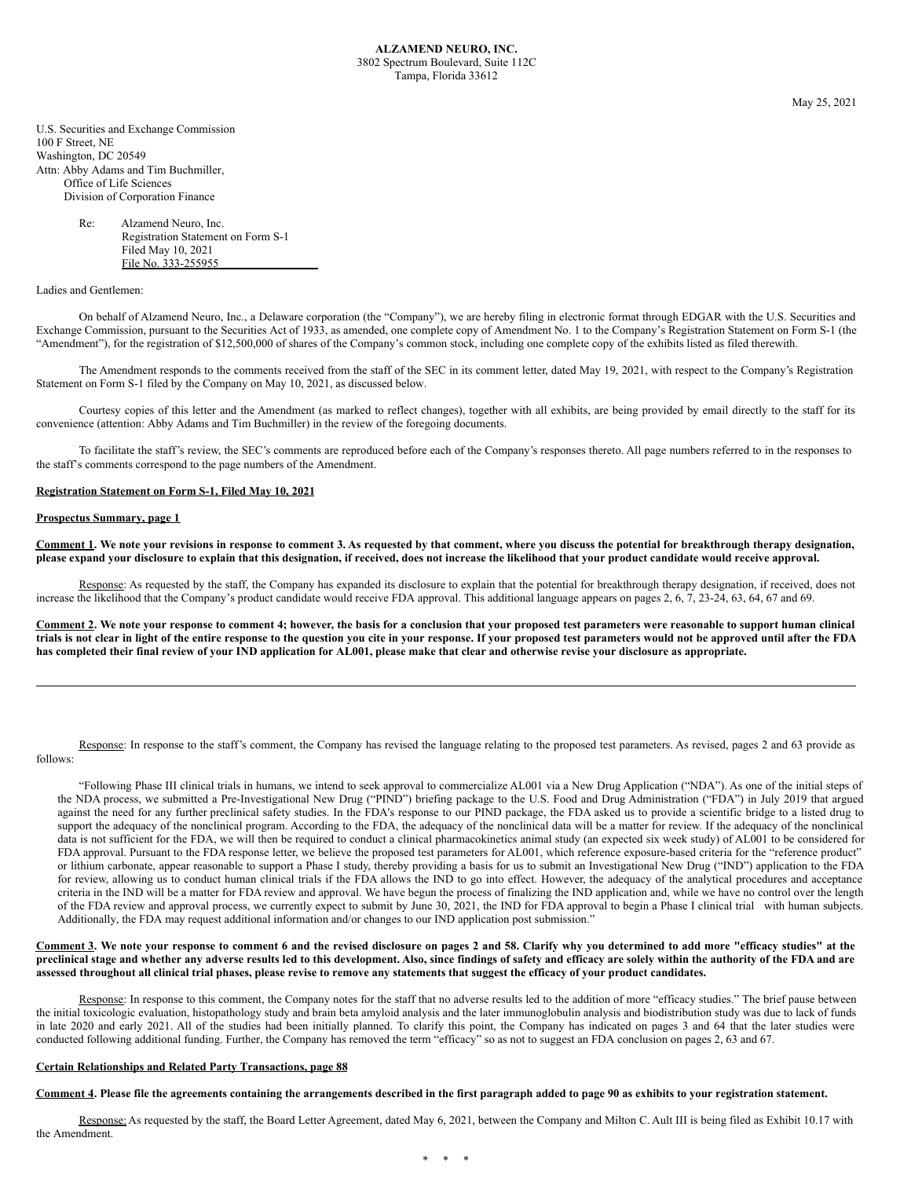**ALZAMEND NEURO, INC.**
3802 Spectrum Boulevard, Suite 112C
Tampa, Florida 33612

May 25, 2021

U.S. Securities and Exchange Commission
100 F Street, NE
Washington, DC 20549
Attn: Abby Adams and Tim Buchmiller,
Office of Life Sciences
Division of Corporation Finance

Re: Alzamend Neuro, Inc.
Registration Statement on Form S-1
Filed May 10, 2021
File No. 333-255955

Ladies and Gentlemen:

On behalf of Alzamend Neuro, Inc., a Delaware corporation (the "Company"), we are hereby filing in electronic format through EDGAR with the U.S. Securities and Exchange Commission, pursuant to the Securities Act of 1933, as amended, one complete copy of Amendment No. 1 to the Company's Registration Statement on Form S-1 (the "Amendment"), for the registration of $12,500,000 of shares of the Company's common stock, including one complete copy of the exhibits listed as filed therewith.

The Amendment responds to the comments received from the staff of the SEC in its comment letter, dated May 19, 2021, with respect to the Company's Registration Statement on Form S-1 filed by the Company on May 10, 2021, as discussed below.

Courtesy copies of this letter and the Amendment (as marked to reflect changes), together with all exhibits, are being provided by email directly to the staff for its convenience (attention: Abby Adams and Tim Buchmiller) in the review of the foregoing documents.

To facilitate the staff's review, the SEC's comments are reproduced before each of the Company's responses thereto. All page numbers referred to in the responses to the staff's comments correspond to the page numbers of the Amendment.

**Registration Statement on Form S-1, Filed May 10, 2021**

**Prospectus Summary, page 1**

**Comment 1. We note your revisions in response to comment 3. As requested by that comment, where you discuss the potential for breakthrough therapy designation, please expand your disclosure to explain that this designation, if received, does not increase the likelihood that your product candidate would receive approval.**

Response: As requested by the staff, the Company has expanded its disclosure to explain that the potential for breakthrough therapy designation, if received, does not increase the likelihood that the Company's product candidate would receive FDA approval. This additional language appears on pages 2, 6, 7, 23-24, 63, 64, 67 and 69.

**Comment 2. We note your response to comment 4; however, the basis for a conclusion that your proposed test parameters were reasonable to support human clinical trials is not clear in light of the entire response to the question you cite in your response. If your proposed test parameters would not be approved until after the FDA has completed their final review of your IND application for AL001, please make that clear and otherwise revise your disclosure as appropriate.**

Response: In response to the staff's comment, the Company has revised the language relating to the proposed test parameters. As revised, pages 2 and 63 provide as follows:

"Following Phase III clinical trials in humans, we intend to seek approval to commercialize AL001 via a New Drug Application ("NDA"). As one of the initial steps of the NDA process, we submitted a Pre-Investigational New Drug ("PIND") briefing package to the U.S. Food and Drug Administration ("FDA") in July 2019 that argued against the need for any further preclinical safety studies. In the FDA's response to our PIND package, the FDA asked us to provide a scientific bridge to a listed drug to support the adequacy of the nonclinical program. According to the FDA, the adequacy of the nonclinical data will be a matter for review. If the adequacy of the nonclinical data is not sufficient for the FDA, we will then be required to conduct a clinical pharmacokinetics animal study (an expected six week study) of AL001 to be considered for FDA approval. Pursuant to the FDA response letter, we believe the proposed test parameters for AL001, which reference exposure-based criteria for the "reference product" or lithium carbonate, appear reasonable to support a Phase I study, thereby providing a basis for us to submit an Investigational New Drug ("IND") application to the FDA for review, allowing us to conduct human clinical trials if the FDA allows the IND to go into effect. However, the adequacy of the analytical procedures and acceptance criteria in the IND will be a matter for FDA review and approval. We have begun the process of finalizing the IND application and, while we have no control over the length of the FDA review and approval process, we currently expect to submit by June 30, 2021, the IND for FDA approval to begin a Phase I clinical trial with human subjects. Additionally, the FDA may request additional information and/or changes to our IND application post submission."

**Comment 3. We note your response to comment 6 and the revised disclosure on pages 2 and 58. Clarify why you determined to add more "efficacy studies" at the preclinical stage and whether any adverse results led to this development. Also, since findings of safety and efficacy are solely within the authority of the FDA and are assessed throughout all clinical trial phases, please revise to remove any statements that suggest the efficacy of your product candidates.**

Response: In response to this comment, the Company notes for the staff that no adverse results led to the addition of more "efficacy studies." The brief pause between the initial toxicologic evaluation, histopathology study and brain beta amyloid analysis and the later immunoglobulin analysis and biodistribution study was due to lack of funds in late 2020 and early 2021. All of the studies had been initially planned. To clarify this point, the Company has indicated on pages 3 and 64 that the later studies were conducted following additional funding. Further, the Company has removed the term "efficacy" so as not to suggest an FDA conclusion on pages 2, 63 and 67.

**Certain Relationships and Related Party Transactions, page 88**

**Comment 4. Please file the agreements containing the arrangements described in the first paragraph added to page 90 as exhibits to your registration statement.**

Response: As requested by the staff, the Board Letter Agreement, dated May 6, 2021, between the Company and Milton C. Ault III is being filed as Exhibit 10.17 with the Amendment.

\* \* \*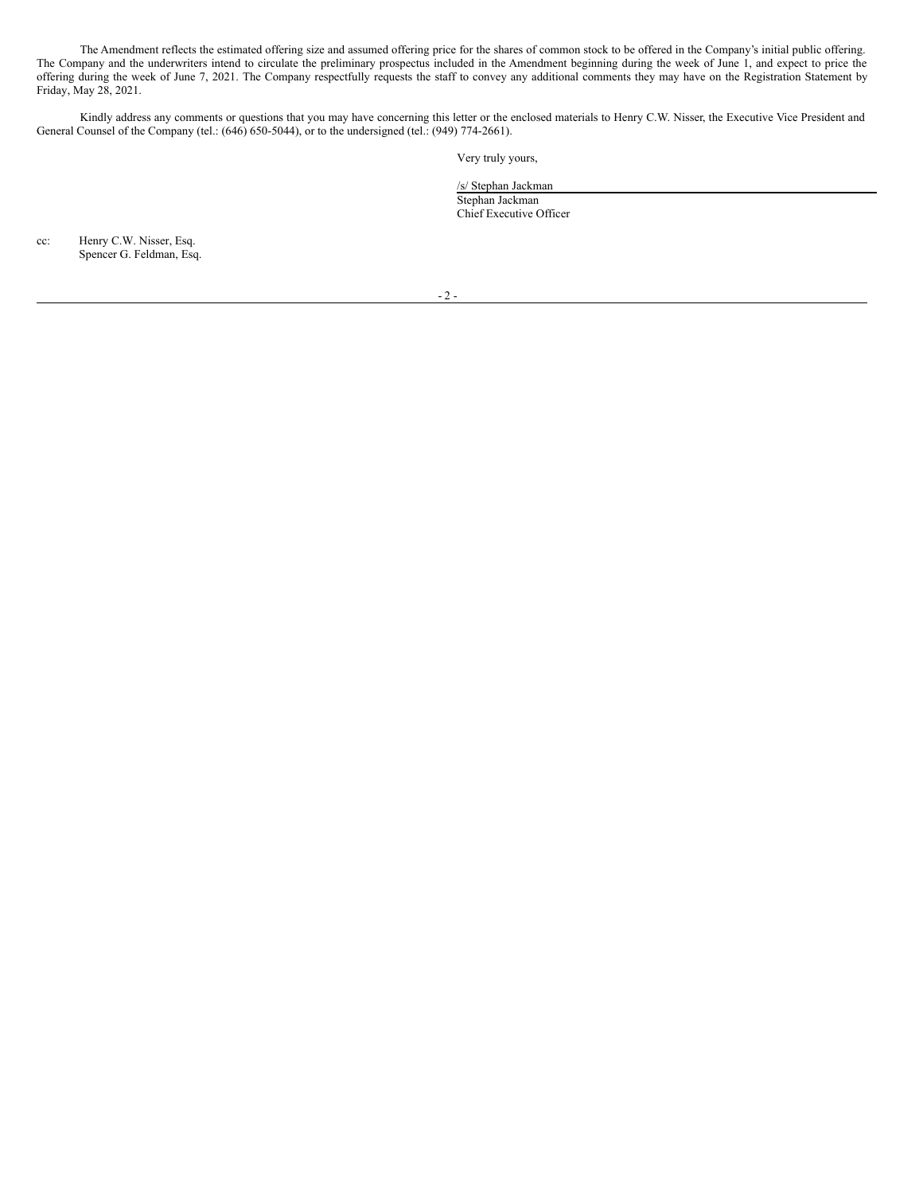The Amendment reflects the estimated offering size and assumed offering price for the shares of common stock to be offered in the Company's initial public offering. The Company and the underwriters intend to circulate the preliminary prospectus included in the Amendment beginning during the week of June 1, and expect to price the offering during the week of June 7, 2021. The Company respectfully requests the staff to convey any additional comments they may have on the Registration Statement by Friday, May 28, 2021.

Kindly address any comments or questions that you may have concerning this letter or the enclosed materials to Henry C.W. Nisser, the Executive Vice President and General Counsel of the Company (tel.: (646) 650-5044), or to the undersigned (tel.: (949) 774-2661).

Very truly yours,

/s/ Stephan Jackman
Stephan Jackman
Chief Executive Officer

cc: Henry C.W. Nisser, Esq.
Spencer G. Feldman, Esq.